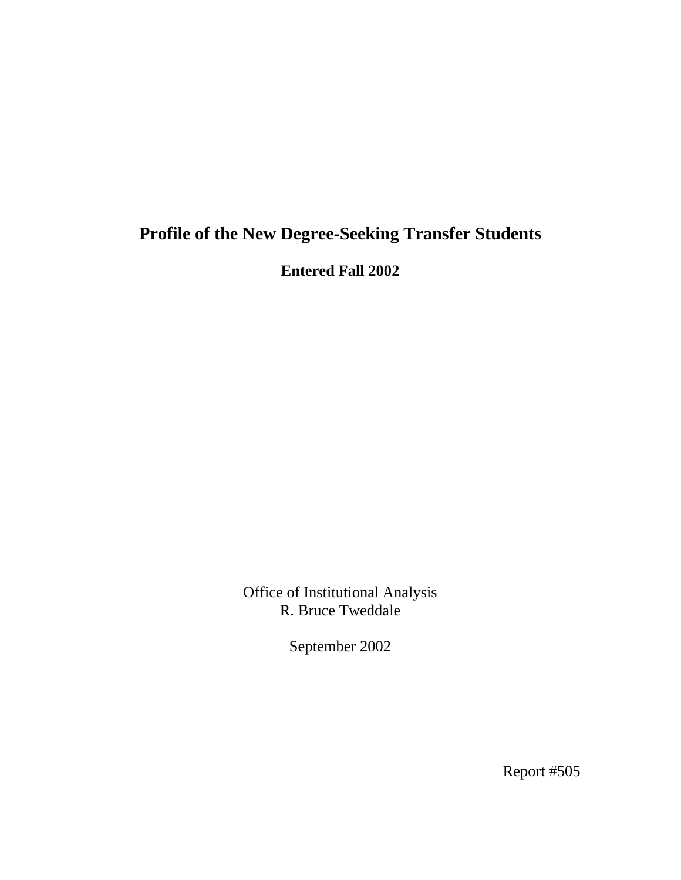# Profile of the New Degree-Seeking Transfer Students

**Entered Fall 2002**

Office of Institutional Analysis
R. Bruce Tweddale

September 2002

Report #505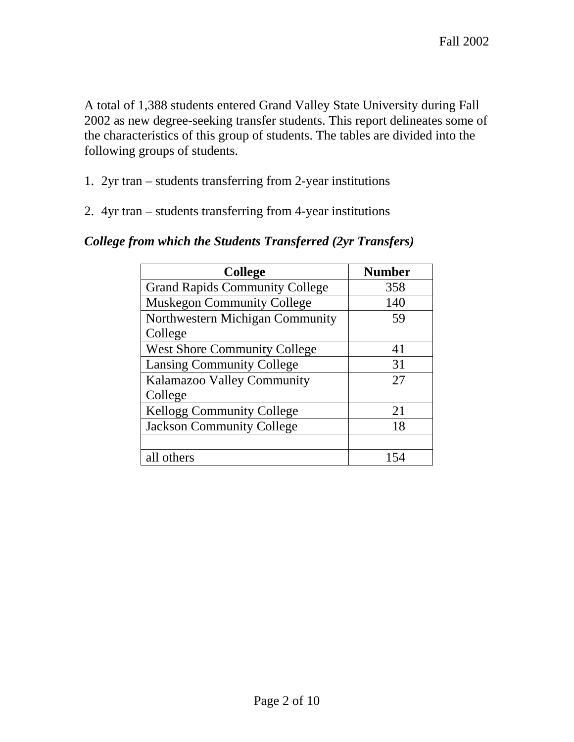A total of 1,388 students entered Grand Valley State University during Fall 2002 as new degree-seeking transfer students. This report delineates some of the characteristics of this group of students. The tables are divided into the following groups of students.

1. 2yr tran – students transferring from 2-year institutions

2. 4yr tran – students transferring from 4-year institutions

***College from which the Students Transferred (2yr Transfers)***

| College | Number |
|---|---|
| Grand Rapids Community College | 358 |
| Muskegon Community College | 140 |
| Northwestern Michigan Community College | 59 |
| West Shore Community College | 41 |
| Lansing Community College | 31 |
| Kalamazoo Valley Community College | 27 |
| Kellogg Community College | 21 |
| Jackson Community College | 18 |
| | |
| all others | 154 |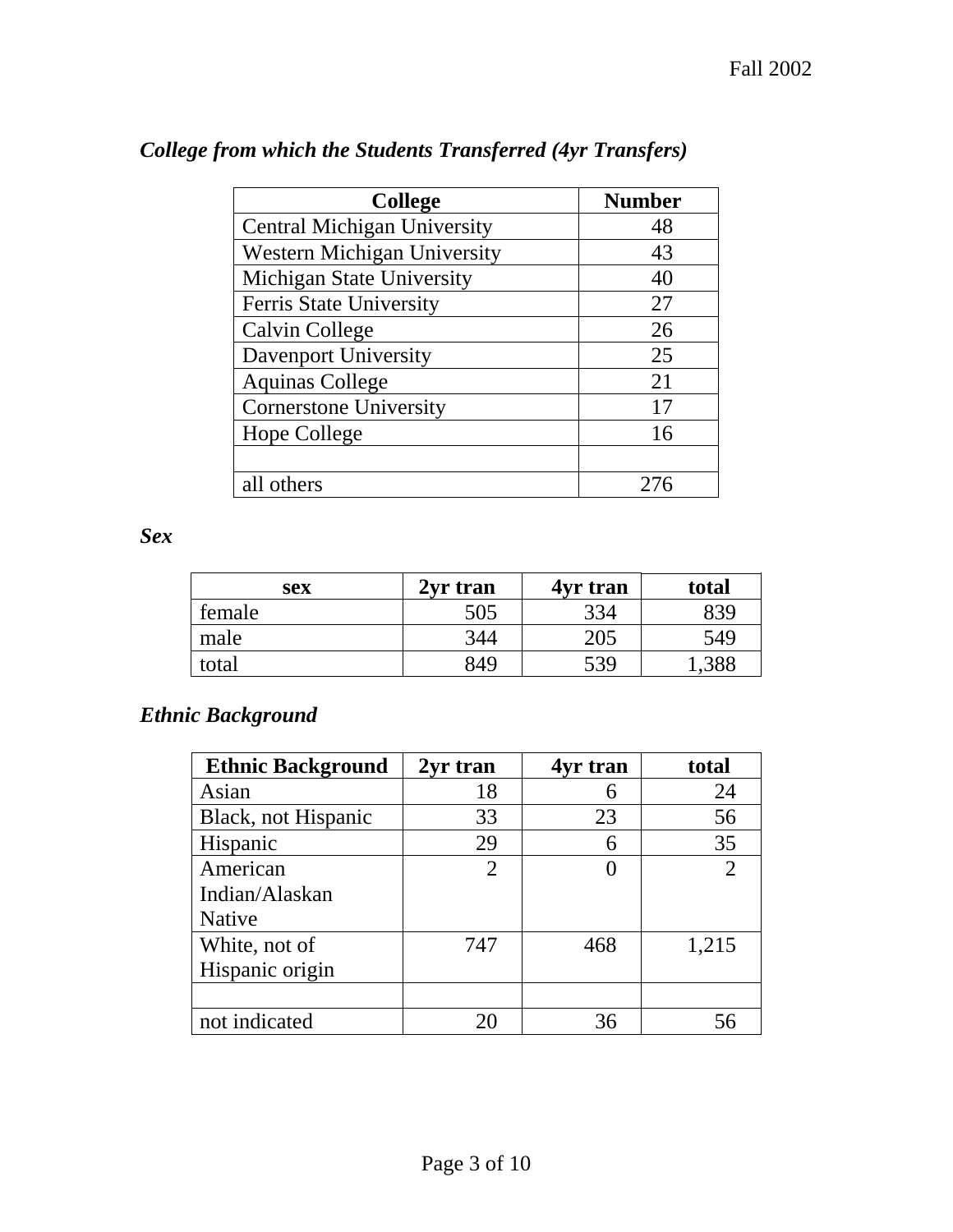*College from which the Students Transferred (4yr Transfers)*

| College | Number |
|---|---|
| Central Michigan University | 48 |
| Western Michigan University | 43 |
| Michigan State University | 40 |
| Ferris State University | 27 |
| Calvin College | 26 |
| Davenport University | 25 |
| Aquinas College | 21 |
| Cornerstone University | 17 |
| Hope College | 16 |
| | |
| all others | 276 |

***Sex***

| sex | 2yr tran | 4yr tran | total |
|---|---|---|---|
| female | 505 | 334 | 839 |
| male | 344 | 205 | 549 |
| total | 849 | 539 | 1,388 |

***Ethnic Background***

| Ethnic Background | 2yr tran | 4yr tran | total |
|---|---|---|---|
| Asian | 18 | 6 | 24 |
| Black, not Hispanic | 33 | 23 | 56 |
| Hispanic | 29 | 6 | 35 |
| American Indian/Alaskan Native | 2 | 0 | 2 |
| White, not of Hispanic origin | 747 | 468 | 1,215 |
| | | | |
| not indicated | 20 | 36 | 56 |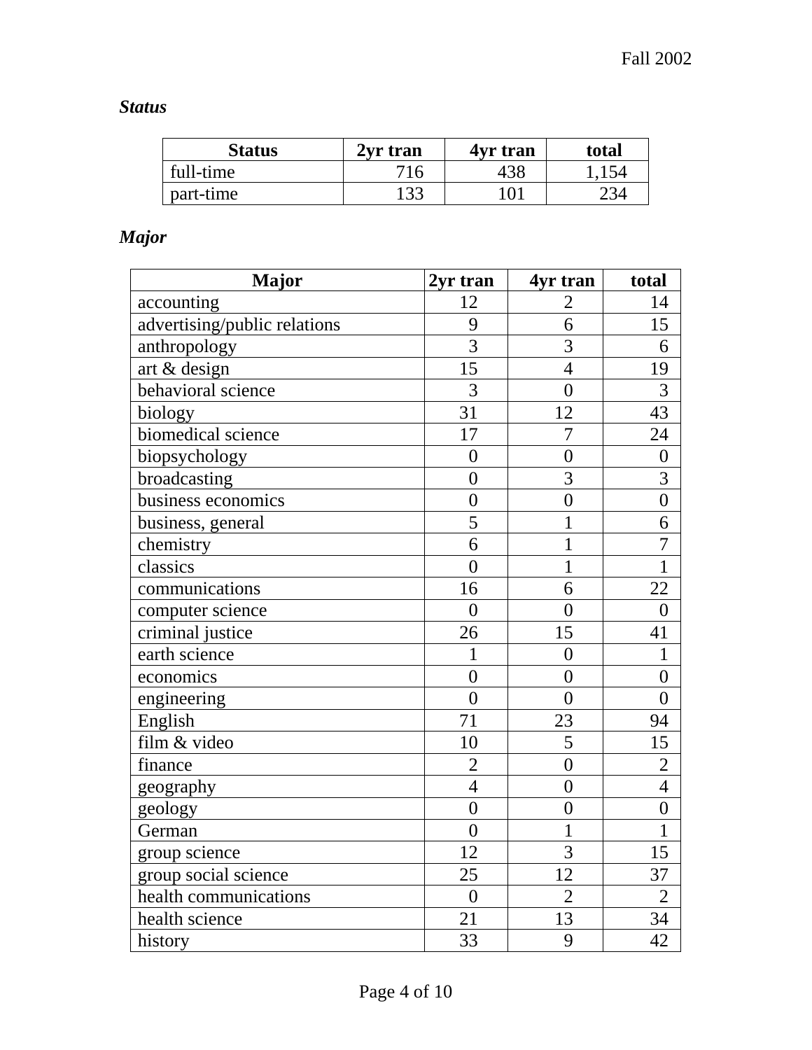### *Status*

| Status | 2yr tran | 4yr tran | total |
|---|---|---|---|
| full-time | 716 | 438 | 1,154 |
| part-time | 133 | 101 | 234 |

### *Major*

| Major | 2yr tran | 4yr tran | total |
|---|---|---|---|
| accounting | 12 | 2 | 14 |
| advertising/public relations | 9 | 6 | 15 |
| anthropology | 3 | 3 | 6 |
| art & design | 15 | 4 | 19 |
| behavioral science | 3 | 0 | 3 |
| biology | 31 | 12 | 43 |
| biomedical science | 17 | 7 | 24 |
| biopsychology | 0 | 0 | 0 |
| broadcasting | 0 | 3 | 3 |
| business economics | 0 | 0 | 0 |
| business, general | 5 | 1 | 6 |
| chemistry | 6 | 1 | 7 |
| classics | 0 | 1 | 1 |
| communications | 16 | 6 | 22 |
| computer science | 0 | 0 | 0 |
| criminal justice | 26 | 15 | 41 |
| earth science | 1 | 0 | 1 |
| economics | 0 | 0 | 0 |
| engineering | 0 | 0 | 0 |
| English | 71 | 23 | 94 |
| film & video | 10 | 5 | 15 |
| finance | 2 | 0 | 2 |
| geography | 4 | 0 | 4 |
| geology | 0 | 0 | 0 |
| German | 0 | 1 | 1 |
| group science | 12 | 3 | 15 |
| group social science | 25 | 12 | 37 |
| health communications | 0 | 2 | 2 |
| health science | 21 | 13 | 34 |
| history | 33 | 9 | 42 |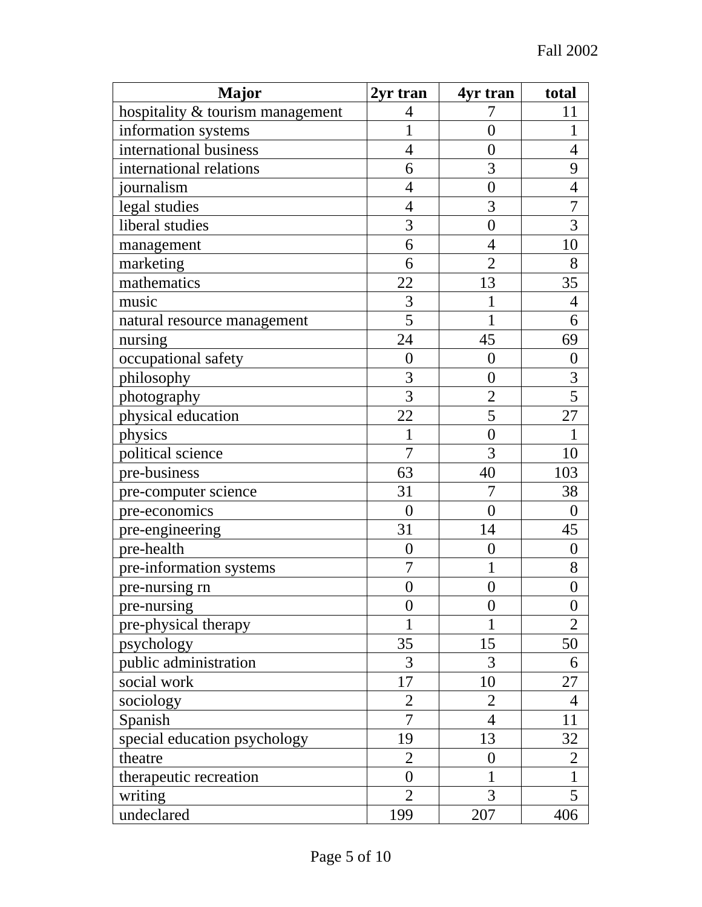| Major | 2yr tran | 4yr tran | total |
| --- | --- | --- | --- |
| hospitality & tourism management | 4 | 7 | 11 |
| information systems | 1 | 0 | 1 |
| international business | 4 | 0 | 4 |
| international relations | 6 | 3 | 9 |
| journalism | 4 | 0 | 4 |
| legal studies | 4 | 3 | 7 |
| liberal studies | 3 | 0 | 3 |
| management | 6 | 4 | 10 |
| marketing | 6 | 2 | 8 |
| mathematics | 22 | 13 | 35 |
| music | 3 | 1 | 4 |
| natural resource management | 5 | 1 | 6 |
| nursing | 24 | 45 | 69 |
| occupational safety | 0 | 0 | 0 |
| philosophy | 3 | 0 | 3 |
| photography | 3 | 2 | 5 |
| physical education | 22 | 5 | 27 |
| physics | 1 | 0 | 1 |
| political science | 7 | 3 | 10 |
| pre-business | 63 | 40 | 103 |
| pre-computer science | 31 | 7 | 38 |
| pre-economics | 0 | 0 | 0 |
| pre-engineering | 31 | 14 | 45 |
| pre-health | 0 | 0 | 0 |
| pre-information systems | 7 | 1 | 8 |
| pre-nursing rn | 0 | 0 | 0 |
| pre-nursing | 0 | 0 | 0 |
| pre-physical therapy | 1 | 1 | 2 |
| psychology | 35 | 15 | 50 |
| public administration | 3 | 3 | 6 |
| social work | 17 | 10 | 27 |
| sociology | 2 | 2 | 4 |
| Spanish | 7 | 4 | 11 |
| special education psychology | 19 | 13 | 32 |
| theatre | 2 | 0 | 2 |
| therapeutic recreation | 0 | 1 | 1 |
| writing | 2 | 3 | 5 |
| undeclared | 199 | 207 | 406 |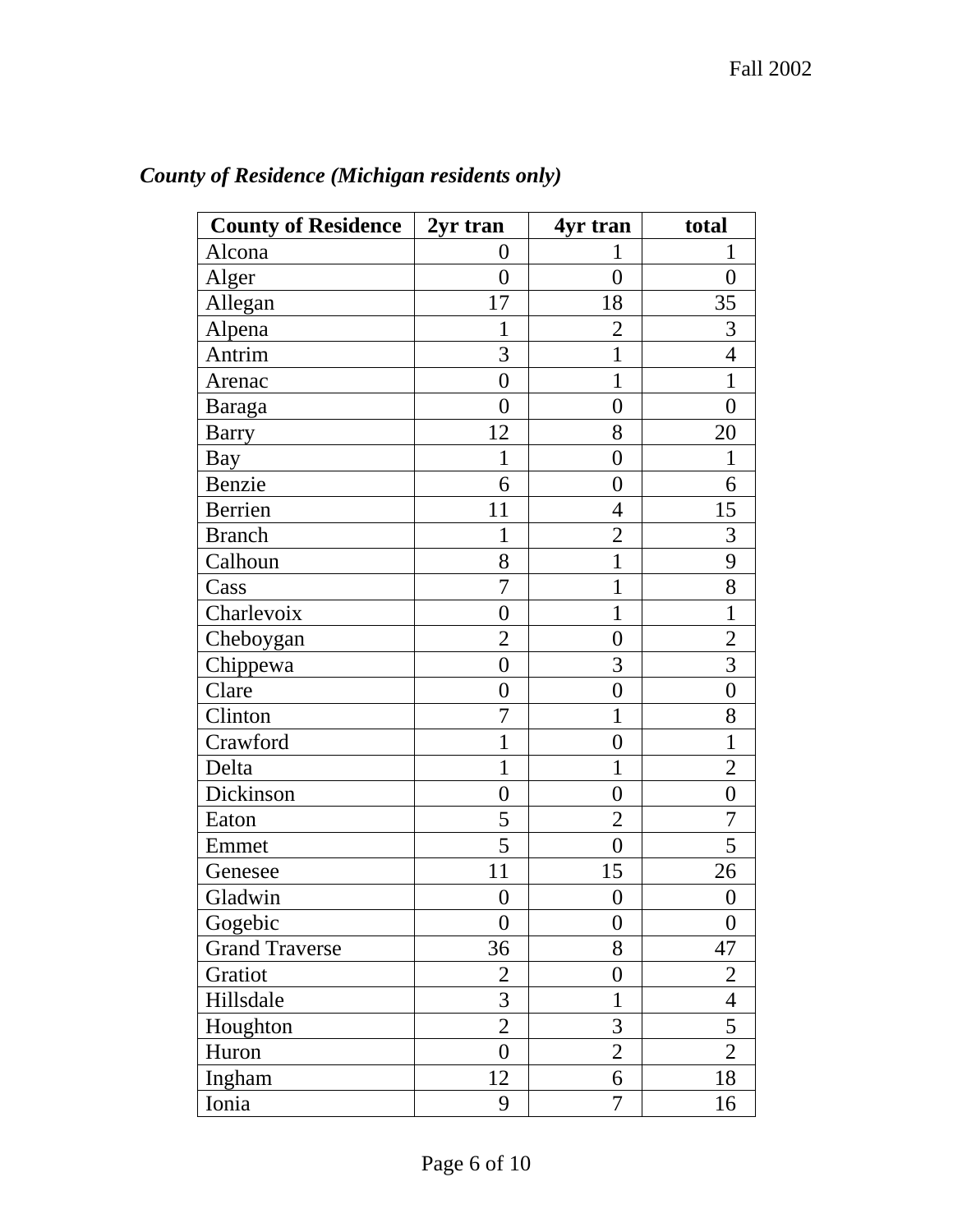*County of Residence (Michigan residents only)*

| County of Residence | 2yr tran | 4yr tran | total |
|---|---|---|---|
| Alcona | 0 | 1 | 1 |
| Alger | 0 | 0 | 0 |
| Allegan | 17 | 18 | 35 |
| Alpena | 1 | 2 | 3 |
| Antrim | 3 | 1 | 4 |
| Arenac | 0 | 1 | 1 |
| Baraga | 0 | 0 | 0 |
| Barry | 12 | 8 | 20 |
| Bay | 1 | 0 | 1 |
| Benzie | 6 | 0 | 6 |
| Berrien | 11 | 4 | 15 |
| Branch | 1 | 2 | 3 |
| Calhoun | 8 | 1 | 9 |
| Cass | 7 | 1 | 8 |
| Charlevoix | 0 | 1 | 1 |
| Cheboygan | 2 | 0 | 2 |
| Chippewa | 0 | 3 | 3 |
| Clare | 0 | 0 | 0 |
| Clinton | 7 | 1 | 8 |
| Crawford | 1 | 0 | 1 |
| Delta | 1 | 1 | 2 |
| Dickinson | 0 | 0 | 0 |
| Eaton | 5 | 2 | 7 |
| Emmet | 5 | 0 | 5 |
| Genesee | 11 | 15 | 26 |
| Gladwin | 0 | 0 | 0 |
| Gogebic | 0 | 0 | 0 |
| Grand Traverse | 36 | 8 | 47 |
| Gratiot | 2 | 0 | 2 |
| Hillsdale | 3 | 1 | 4 |
| Houghton | 2 | 3 | 5 |
| Huron | 0 | 2 | 2 |
| Ingham | 12 | 6 | 18 |
| Ionia | 9 | 7 | 16 |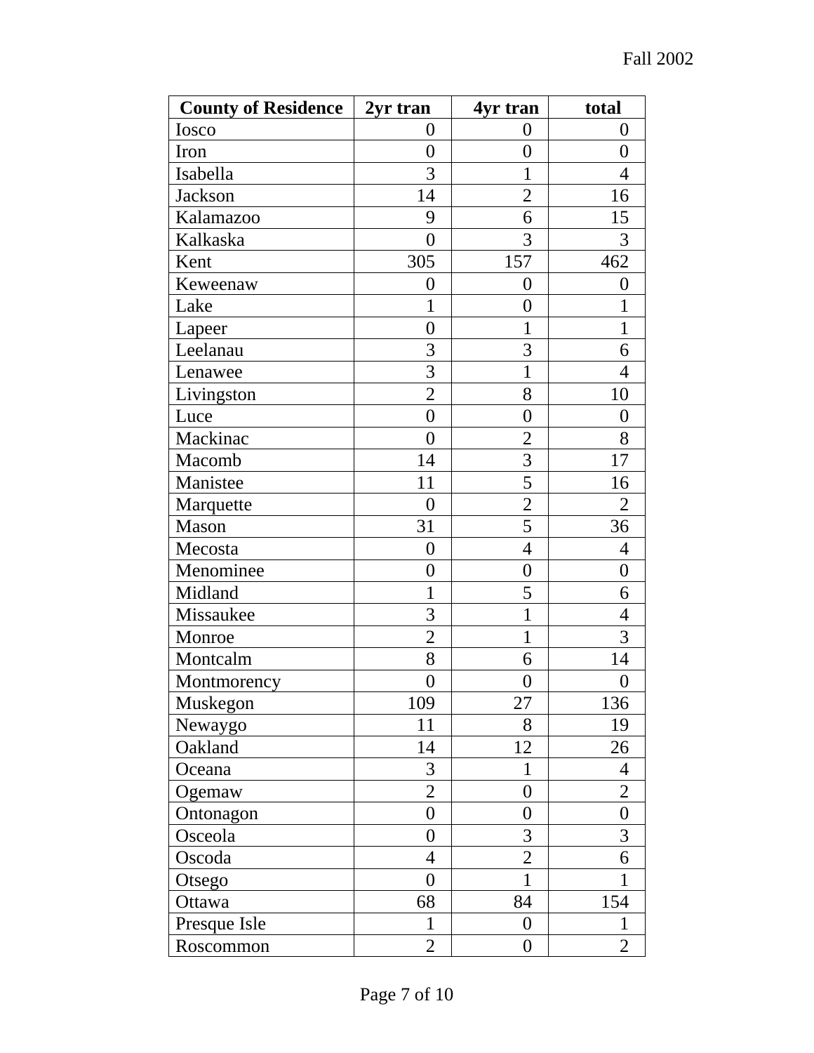| County of Residence | 2yr tran | 4yr tran | total |
| --- | --- | --- | --- |
| Iosco | 0 | 0 | 0 |
| Iron | 0 | 0 | 0 |
| Isabella | 3 | 1 | 4 |
| Jackson | 14 | 2 | 16 |
| Kalamazoo | 9 | 6 | 15 |
| Kalkaska | 0 | 3 | 3 |
| Kent | 305 | 157 | 462 |
| Keweenaw | 0 | 0 | 0 |
| Lake | 1 | 0 | 1 |
| Lapeer | 0 | 1 | 1 |
| Leelanau | 3 | 3 | 6 |
| Lenawee | 3 | 1 | 4 |
| Livingston | 2 | 8 | 10 |
| Luce | 0 | 0 | 0 |
| Mackinac | 0 | 2 | 8 |
| Macomb | 14 | 3 | 17 |
| Manistee | 11 | 5 | 16 |
| Marquette | 0 | 2 | 2 |
| Mason | 31 | 5 | 36 |
| Mecosta | 0 | 4 | 4 |
| Menominee | 0 | 0 | 0 |
| Midland | 1 | 5 | 6 |
| Missaukee | 3 | 1 | 4 |
| Monroe | 2 | 1 | 3 |
| Montcalm | 8 | 6 | 14 |
| Montmorency | 0 | 0 | 0 |
| Muskegon | 109 | 27 | 136 |
| Newaygo | 11 | 8 | 19 |
| Oakland | 14 | 12 | 26 |
| Oceana | 3 | 1 | 4 |
| Ogemaw | 2 | 0 | 2 |
| Ontonagon | 0 | 0 | 0 |
| Osceola | 0 | 3 | 3 |
| Oscoda | 4 | 2 | 6 |
| Otsego | 0 | 1 | 1 |
| Ottawa | 68 | 84 | 154 |
| Presque Isle | 1 | 0 | 1 |
| Roscommon | 2 | 0 | 2 |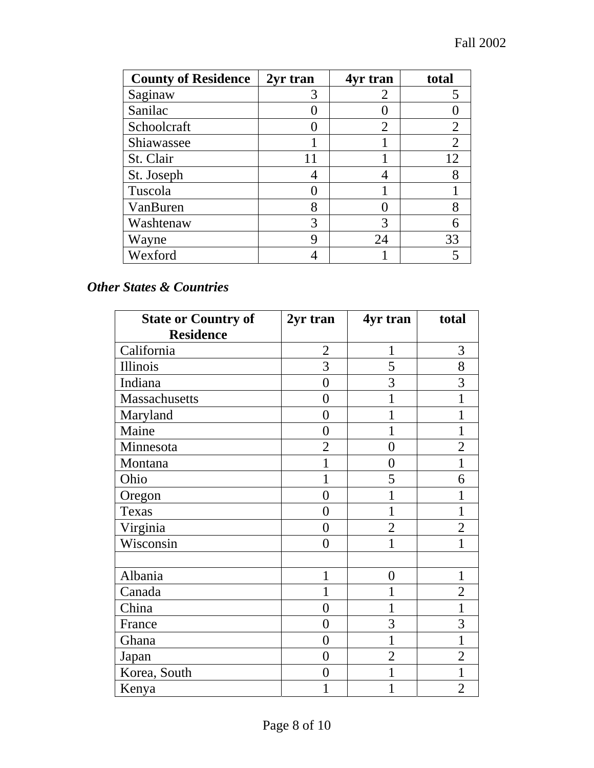| County of Residence | 2yr tran | 4yr tran | total |
|---|---|---|---|
| Saginaw | 3 | 2 | 5 |
| Sanilac | 0 | 0 | 0 |
| Schoolcraft | 0 | 2 | 2 |
| Shiawassee | 1 | 1 | 2 |
| St. Clair | 11 | 1 | 12 |
| St. Joseph | 4 | 4 | 8 |
| Tuscola | 0 | 1 | 1 |
| VanBuren | 8 | 0 | 8 |
| Washtenaw | 3 | 3 | 6 |
| Wayne | 9 | 24 | 33 |
| Wexford | 4 | 1 | 5 |

***Other States & Countries***

| State or Country of Residence | 2yr tran | 4yr tran | total |
|---|---|---|---|
| California | 2 | 1 | 3 |
| Illinois | 3 | 5 | 8 |
| Indiana | 0 | 3 | 3 |
| Massachusetts | 0 | 1 | 1 |
| Maryland | 0 | 1 | 1 |
| Maine | 0 | 1 | 1 |
| Minnesota | 2 | 0 | 2 |
| Montana | 1 | 0 | 1 |
| Ohio | 1 | 5 | 6 |
| Oregon | 0 | 1 | 1 |
| Texas | 0 | 1 | 1 |
| Virginia | 0 | 2 | 2 |
| Wisconsin | 0 | 1 | 1 |
| | | | |
| Albania | 1 | 0 | 1 |
| Canada | 1 | 1 | 2 |
| China | 0 | 1 | 1 |
| France | 0 | 3 | 3 |
| Ghana | 0 | 1 | 1 |
| Japan | 0 | 2 | 2 |
| Korea, South | 0 | 1 | 1 |
| Kenya | 1 | 1 | 2 |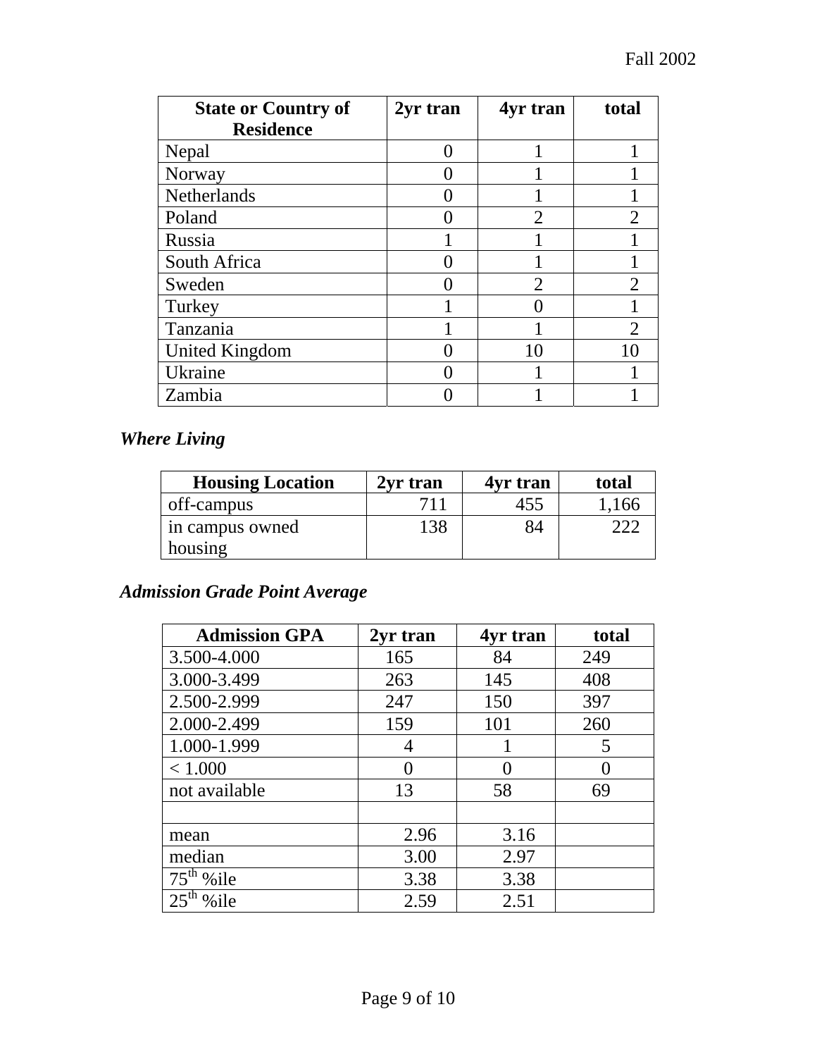| State or Country of Residence | 2yr tran | 4yr tran | total |
|---|---|---|---|
| Nepal | 0 | 1 | 1 |
| Norway | 0 | 1 | 1 |
| Netherlands | 0 | 1 | 1 |
| Poland | 0 | 2 | 2 |
| Russia | 1 | 1 | 1 |
| South Africa | 0 | 1 | 1 |
| Sweden | 0 | 2 | 2 |
| Turkey | 1 | 0 | 1 |
| Tanzania | 1 | 1 | 2 |
| United Kingdom | 0 | 10 | 10 |
| Ukraine | 0 | 1 | 1 |
| Zambia | 0 | 1 | 1 |

### *Where Living*

| Housing Location | 2yr tran | 4yr tran | total |
|---|---|---|---|
| off-campus | 711 | 455 | 1,166 |
| in campus owned housing | 138 | 84 | 222 |

### *Admission Grade Point Average*

| Admission GPA | 2yr tran | 4yr tran | total |
|---|---|---|---|
| 3.500-4.000 | 165 | 84 | 249 |
| 3.000-3.499 | 263 | 145 | 408 |
| 2.500-2.999 | 247 | 150 | 397 |
| 2.000-2.499 | 159 | 101 | 260 |
| 1.000-1.999 | 4 | 1 | 5 |
| < 1.000 | 0 | 0 | 0 |
| not available | 13 | 58 | 69 |
| | | | |
| mean | 2.96 | 3.16 | |
| median | 3.00 | 2.97 | |
| 75th %ile | 3.38 | 3.38 | |
| 25th %ile | 2.59 | 2.51 | |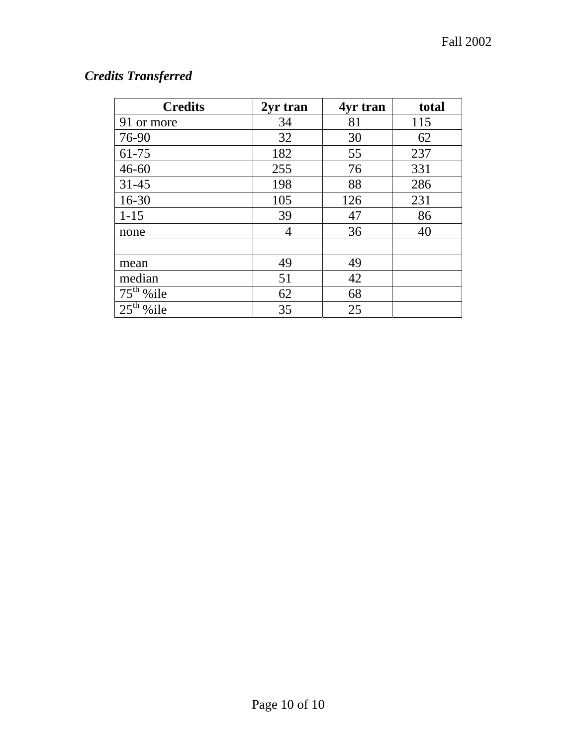### *Credits Transferred*

| Credits | 2yr tran | 4yr tran | total |
|---|---|---|---|
| 91 or more | 34 | 81 | 115 |
| 76-90 | 32 | 30 | 62 |
| 61-75 | 182 | 55 | 237 |
| 46-60 | 255 | 76 | 331 |
| 31-45 | 198 | 88 | 286 |
| 16-30 | 105 | 126 | 231 |
| 1-15 | 39 | 47 | 86 |
| none | 4 | 36 | 40 |
| | | | |
| mean | 49 | 49 | |
| median | 51 | 42 | |
| 75th %ile | 62 | 68 | |
| 25th %ile | 35 | 25 | |